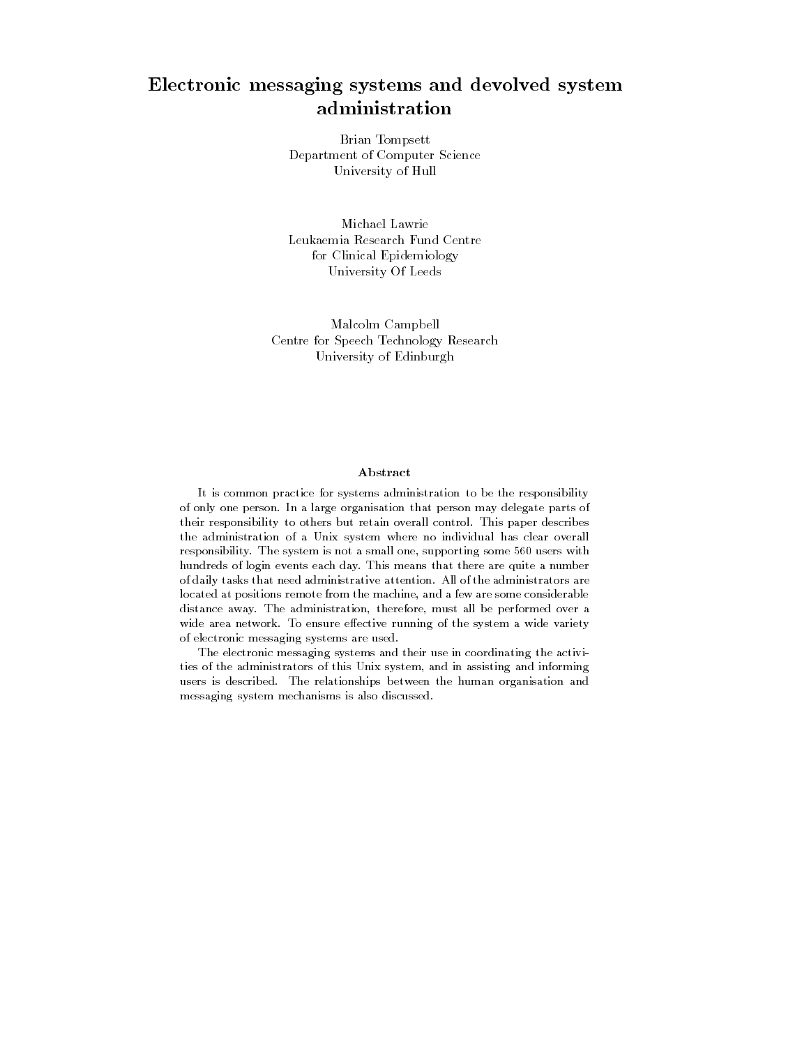# Electronic messaging systems and devolved system administration

Brian Tompsett
Department of Computer Science
University of Hull

Michael Lawrie
Leukaemia Research Fund Centre
for Clinical Epidemiology
University Of Leeds

Malcolm Campbell
Centre for Speech Technology Research
University of Edinburgh

## Abstract

It is common practice for systems administration to be the responsibility of only one person. In a large organisation that person may delegate parts of their responsibility to others but retain overall control. This paper describes the administration of a Unix system where no individual has clear overall responsibility. The system is not a small one, supporting some 560 users with hundreds of login events each day. This means that there are quite a number of daily tasks that need administrative attention. All of the administrators are located at positions remote from the machine, and a few are some considerable distance away. The administration, therefore, must all be performed over a wide area network. To ensure effective running of the system a wide variety of electronic messaging systems are used.

The electronic messaging systems and their use in coordinating the activities of the administrators of this Unix system, and in assisting and informing users is described. The relationships between the human organisation and messaging system mechanisms is also discussed.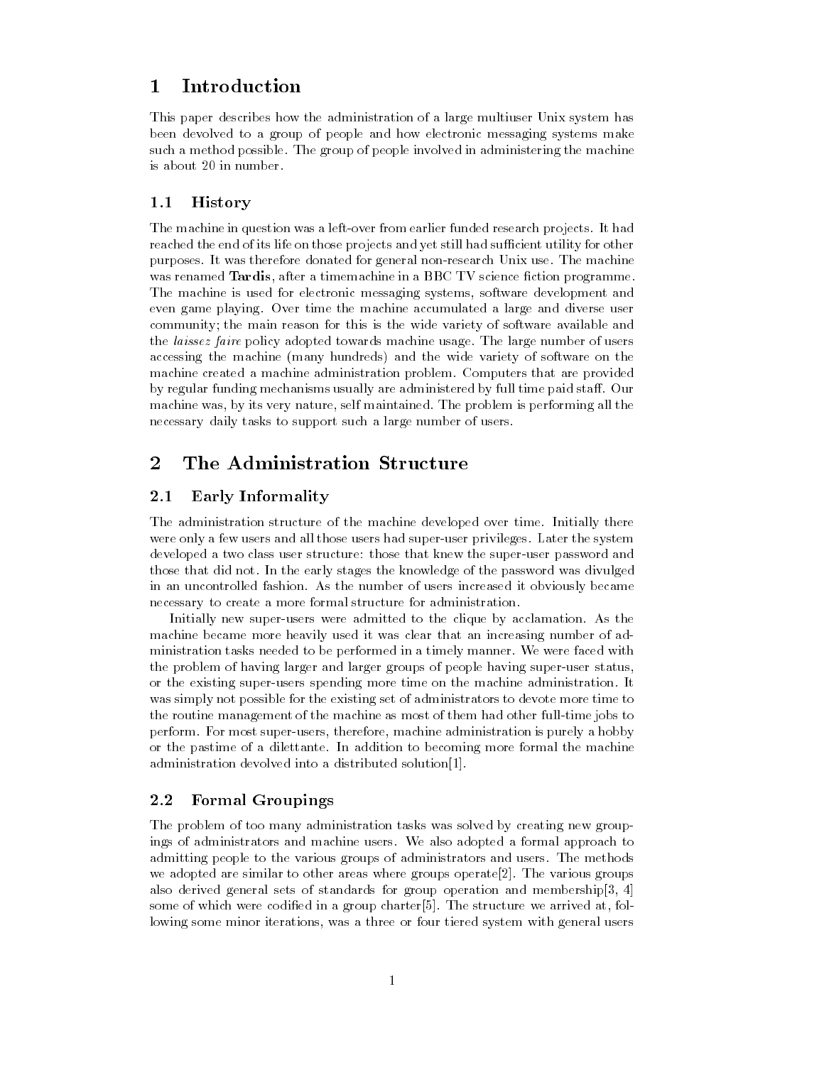# 1 Introduction

This paper describes how the administration of a large multiuser Unix system has been devolved to a group of people and how electronic messaging systems make such a method possible. The group of people involved in administering the machine is about 20 in number.

## 1.1 History

The machine in question was a left-over from earlier funded research projects. It had reached the end of its life on those projects and yet still had sufficient utility for other purposes. It was therefore donated for general non-research Unix use. The machine was renamed **Tardis**, after a timemachine in a BBC TV science fiction programme. The machine is used for electronic messaging systems, software development and even game playing. Over time the machine accumulated a large and diverse user community; the main reason for this is the wide variety of software available and the *laissez faire* policy adopted towards machine usage. The large number of users accessing the machine (many hundreds) and the wide variety of software on the machine created a machine administration problem. Computers that are provided by regular funding mechanisms usually are administered by full time paid staff. Our machine was, by its very nature, self maintained. The problem is performing all the necessary daily tasks to support such a large number of users.

# 2 The Administration Structure

## 2.1 Early Informality

The administration structure of the machine developed over time. Initially there were only a few users and all those users had super-user privileges. Later the system developed a two class user structure: those that knew the super-user password and those that did not. In the early stages the knowledge of the password was divulged in an uncontrolled fashion. As the number of users increased it obviously became necessary to create a more formal structure for administration.

Initially new super-users were admitted to the clique by acclamation. As the machine became more heavily used it was clear that an increasing number of administration tasks needed to be performed in a timely manner. We were faced with the problem of having larger and larger groups of people having super-user status, or the existing super-users spending more time on the machine administration. It was simply not possible for the existing set of administrators to devote more time to the routine management of the machine as most of them had other full-time jobs to perform. For most super-users, therefore, machine administration is purely a hobby or the pastime of a dilettante. In addition to becoming more formal the machine administration devolved into a distributed solution[1].

## 2.2 Formal Groupings

The problem of too many administration tasks was solved by creating new groupings of administrators and machine users. We also adopted a formal approach to admitting people to the various groups of administrators and users. The methods we adopted are similar to other areas where groups operate[2]. The various groups also derived general sets of standards for group operation and membership[3, 4] some of which were codified in a group charter[5]. The structure we arrived at, following some minor iterations, was a three or four tiered system with general users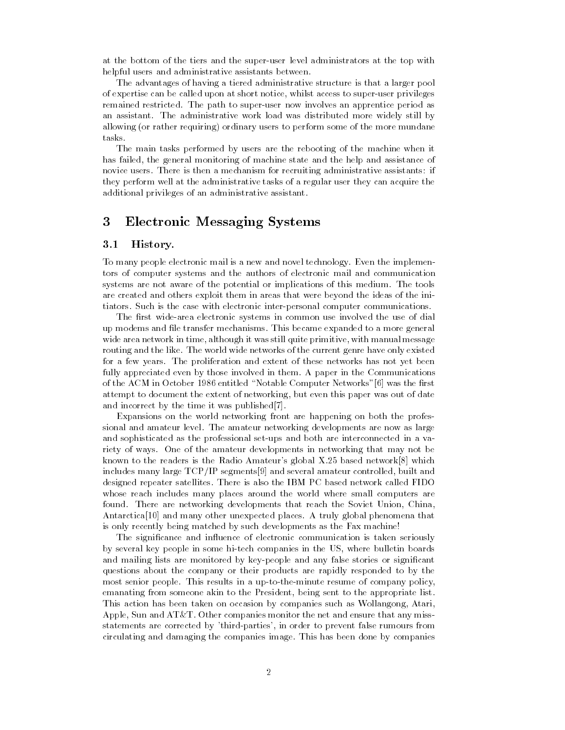at the bottom of the tiers and the super-user level administrators at the top with helpful users and administrative assistants between.

The advantages of having a tiered administrative structure is that a larger pool of expertise can be called upon at short notice, whilst access to super-user privileges remained restricted. The path to super-user now involves an apprentice period as an assistant. The administrative work load was distributed more widely still by allowing (or rather requiring) ordinary users to perform some of the more mundane tasks.

The main tasks performed by users are the rebooting of the machine when it has failed, the general monitoring of machine state and the help and assistance of novice users. There is then a mechanism for recruiting administrative assistants: if they perform well at the administrative tasks of a regular user they can acquire the additional privileges of an administrative assistant.

# 3 Electronic Messaging Systems

## 3.1 History.

To many people electronic mail is a new and novel technology. Even the implementors of computer systems and the authors of electronic mail and communication systems are not aware of the potential or implications of this medium. The tools are created and others exploit them in areas that were beyond the ideas of the initiators. Such is the case with electronic inter-personal computer communications.

The first wide-area electronic systems in common use involved the use of dial up modems and file transfer mechanisms. This became expanded to a more general wide area network in time, although it was still quite primitive, with manual message routing and the like. The world wide networks of the current genre have only existed for a few years. The proliferation and extent of these networks has not yet been fully appreciated even by those involved in them. A paper in the Communications of the ACM in October 1986 entitled "Notable Computer Networks"[6] was the first attempt to document the extent of networking, but even this paper was out of date and incorrect by the time it was published[7].

Expansions on the world networking front are happening on both the professional and amateur level. The amateur networking developments are now as large and sophisticated as the professional set-ups and both are interconnected in a variety of ways. One of the amateur developments in networking that may not be known to the readers is the Radio Amateur's global X.25 based network[8] which includes many large TCP/IP segments[9] and several amateur controlled, built and designed repeater satellites. There is also the IBM PC based network called FIDO whose reach includes many places around the world where small computers are found. There are networking developments that reach the Soviet Union, China, Antarctica[10] and many other unexpected places. A truly global phenomena that is only recently being matched by such developments as the Fax machine!

The significance and influence of electronic communication is taken seriously by several key people in some hi-tech companies in the US, where bulletin boards and mailing lists are monitored by key-people and any false stories or significant questions about the company or their products are rapidly responded to by the most senior people. This results in a up-to-the-minute resume of company policy, emanating from someone akin to the President, being sent to the appropriate list. This action has been taken on occasion by companies such as Wollangong, Atari, Apple, Sun and AT&T. Other companies monitor the net and ensure that any miss-statements are corrected by 'third-parties', in order to prevent false rumours from circulating and damaging the companies image. This has been done by companies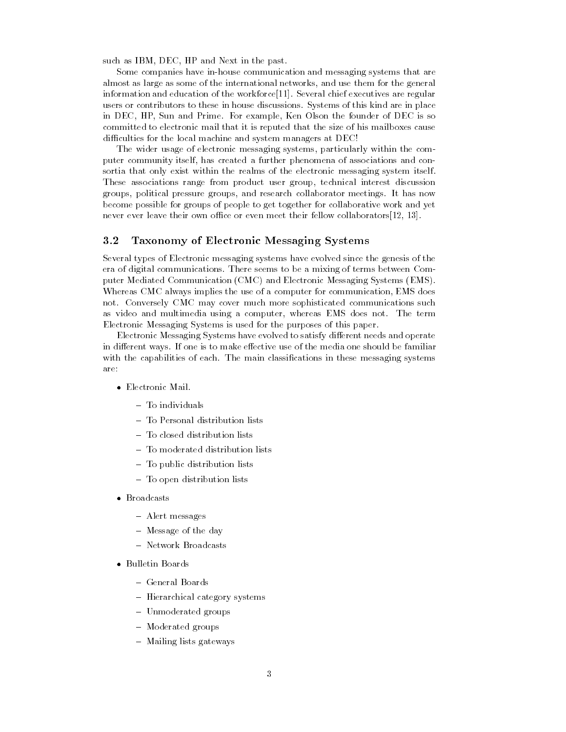such as IBM, DEC, HP and Next in the past.

Some companies have in-house communication and messaging systems that are almost as large as some of the international networks, and use them for the general information and education of the workforce[11]. Several chief executives are regular users or contributors to these in house discussions. Systems of this kind are in place in DEC, HP, Sun and Prime. For example, Ken Olson the founder of DEC is so committed to electronic mail that it is reputed that the size of his mailboxes cause difficulties for the local machine and system managers at DEC!

The wider usage of electronic messaging systems, particularly within the computer community itself, has created a further phenomena of associations and consortia that only exist within the realms of the electronic messaging system itself. These associations range from product user group, technical interest discussion groups, political pressure groups, and research collaborator meetings. It has now become possible for groups of people to get together for collaborative work and yet never ever leave their own office or even meet their fellow collaborators[12, 13].

## 3.2 Taxonomy of Electronic Messaging Systems

Several types of Electronic messaging systems have evolved since the genesis of the era of digital communications. There seems to be a mixing of terms between Computer Mediated Communication (CMC) and Electronic Messaging Systems (EMS). Whereas CMC always implies the use of a computer for communication, EMS does not. Conversely CMC may cover much more sophisticated communications such as video and multimedia using a computer, whereas EMS does not. The term Electronic Messaging Systems is used for the purposes of this paper.

Electronic Messaging Systems have evolved to satisfy different needs and operate in different ways. If one is to make effective use of the media one should be familiar with the capabilities of each. The main classifications in these messaging systems are:

- Electronic Mail.
  - To individuals
  - To Personal distribution lists
  - To closed distribution lists
  - To moderated distribution lists
  - To public distribution lists
  - To open distribution lists
- Broadcasts
  - Alert messages
  - Message of the day
  - Network Broadcasts
- Bulletin Boards
  - General Boards
  - Hierarchical category systems
  - Unmoderated groups
  - Moderated groups
  - Mailing lists gateways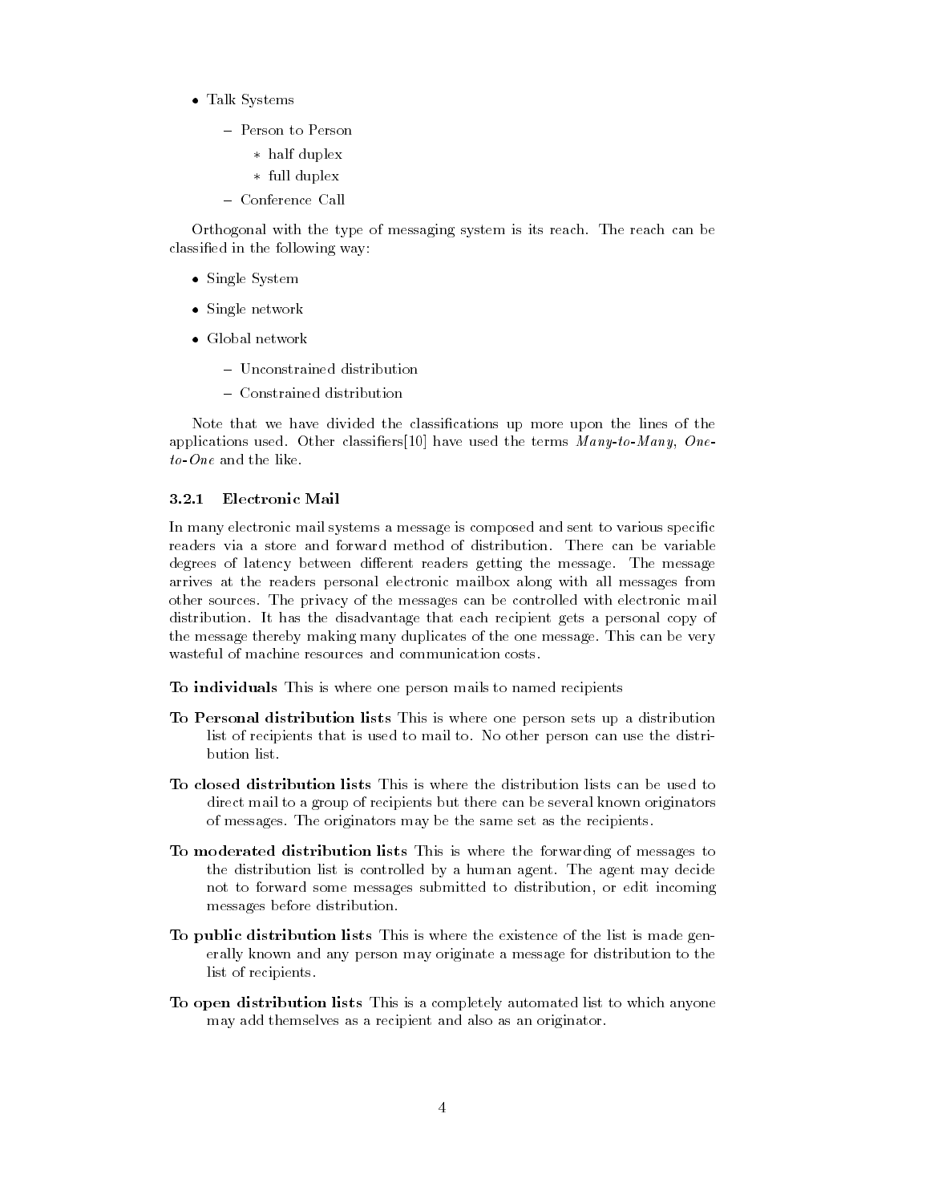- Talk Systems
  - Person to Person
    - half duplex
    - full duplex
  - Conference Call

Orthogonal with the type of messaging system is its reach. The reach can be classified in the following way:

- Single System
- Single network
- Global network
  - Unconstrained distribution
  - Constrained distribution

Note that we have divided the classifications up more upon the lines of the applications used. Other classifiers[10] have used the terms *Many-to-Many*, *One-to-One* and the like.

#### 3.2.1 Electronic Mail

In many electronic mail systems a message is composed and sent to various specific readers via a store and forward method of distribution. There can be variable degrees of latency between different readers getting the message. The message arrives at the readers personal electronic mailbox along with all messages from other sources. The privacy of the messages can be controlled with electronic mail distribution. It has the disadvantage that each recipient gets a personal copy of the message thereby making many duplicates of the one message. This can be very wasteful of machine resources and communication costs.

**To individuals** This is where one person mails to named recipients

**To Personal distribution lists** This is where one person sets up a distribution list of recipients that is used to mail to. No other person can use the distribution list.

**To closed distribution lists** This is where the distribution lists can be used to direct mail to a group of recipients but there can be several known originators of messages. The originators may be the same set as the recipients.

**To moderated distribution lists** This is where the forwarding of messages to the distribution list is controlled by a human agent. The agent may decide not to forward some messages submitted to distribution, or edit incoming messages before distribution.

**To public distribution lists** This is where the existence of the list is made generally known and any person may originate a message for distribution to the list of recipients.

**To open distribution lists** This is a completely automated list to which anyone may add themselves as a recipient and also as an originator.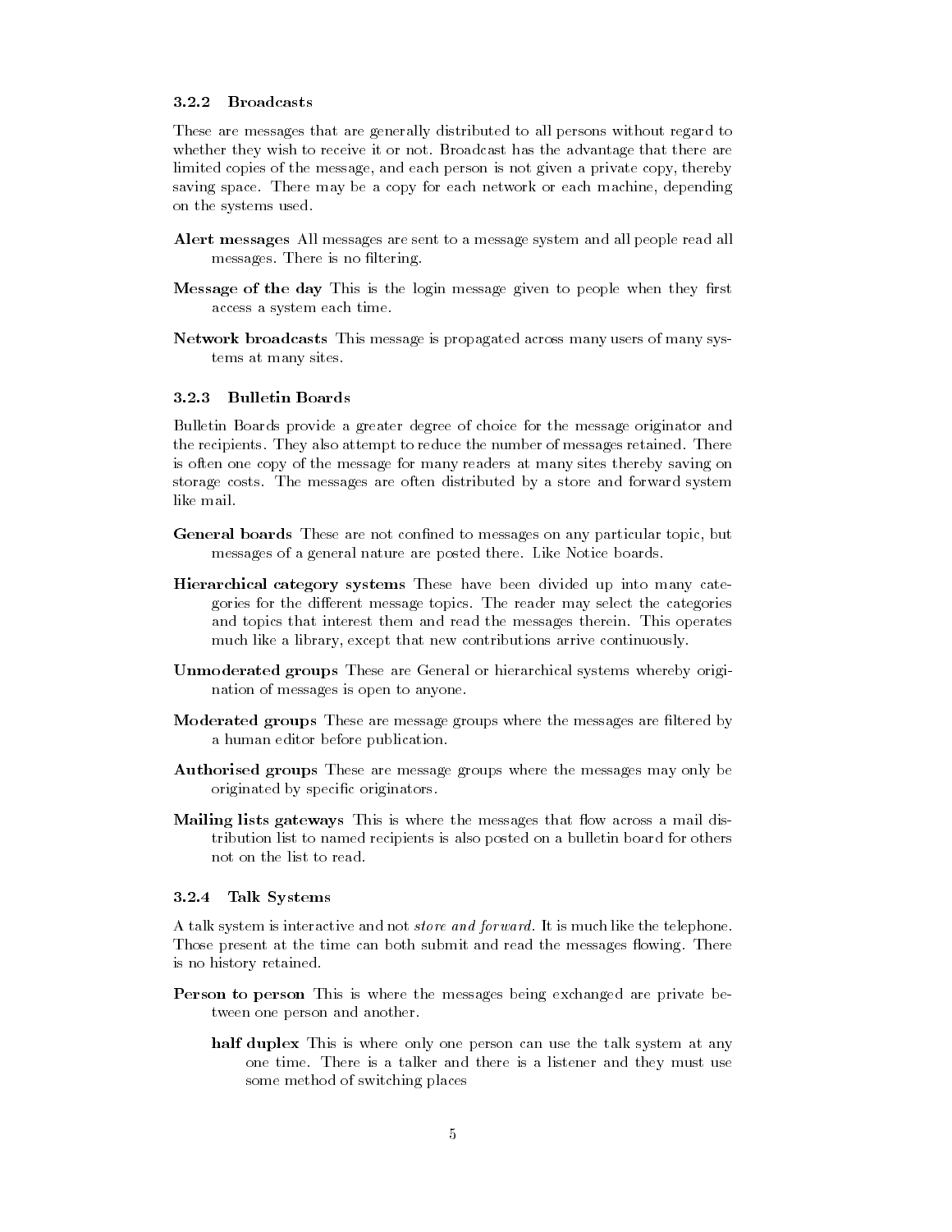### 3.2.2 Broadcasts

These are messages that are generally distributed to all persons without regard to whether they wish to receive it or not. Broadcast has the advantage that there are limited copies of the message, and each person is not given a private copy, thereby saving space. There may be a copy for each network or each machine, depending on the systems used.

**Alert messages** All messages are sent to a message system and all people read all messages. There is no filtering.

**Message of the day** This is the login message given to people when they first access a system each time.

**Network broadcasts** This message is propagated across many users of many systems at many sites.

### 3.2.3 Bulletin Boards

Bulletin Boards provide a greater degree of choice for the message originator and the recipients. They also attempt to reduce the number of messages retained. There is often one copy of the message for many readers at many sites thereby saving on storage costs. The messages are often distributed by a store and forward system like mail.

**General boards** These are not confined to messages on any particular topic, but messages of a general nature are posted there. Like Notice boards.

**Hierarchical category systems** These have been divided up into many categories for the different message topics. The reader may select the categories and topics that interest them and read the messages therein. This operates much like a library, except that new contributions arrive continuously.

**Unmoderated groups** These are General or hierarchical systems whereby origination of messages is open to anyone.

**Moderated groups** These are message groups where the messages are filtered by a human editor before publication.

**Authorised groups** These are message groups where the messages may only be originated by specific originators.

**Mailing lists gateways** This is where the messages that flow across a mail distribution list to named recipients is also posted on a bulletin board for others not on the list to read.

### 3.2.4 Talk Systems

A talk system is interactive and not *store and forward*. It is much like the telephone. Those present at the time can both submit and read the messages flowing. There is no history retained.

**Person to person** This is where the messages being exchanged are private between one person and another.

- **half duplex** This is where only one person can use the talk system at any one time. There is a talker and there is a listener and they must use some method of switching places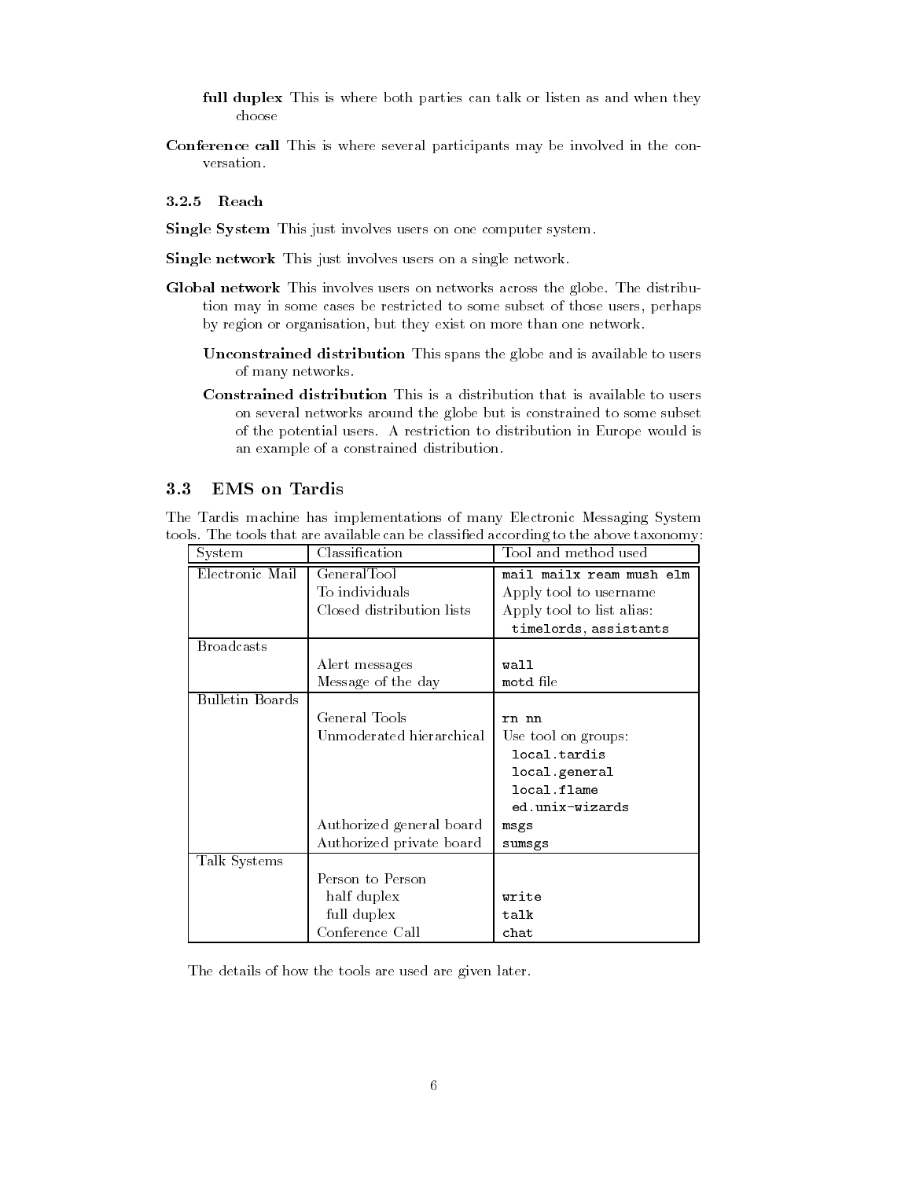**full duplex** This is where both parties can talk or listen as and when they choose

**Conference call** This is where several participants may be involved in the conversation.

#### 3.2.5 Reach

**Single System** This just involves users on one computer system.

**Single network** This just involves users on a single network.

**Global network** This involves users on networks across the globe. The distribution may in some cases be restricted to some subset of those users, perhaps by region or organisation, but they exist on more than one network.

**Unconstrained distribution** This spans the globe and is available to users of many networks.

**Constrained distribution** This is a distribution that is available to users on several networks around the globe but is constrained to some subset of the potential users. A restriction to distribution in Europe would is an example of a constrained distribution.

### 3.3 EMS on Tardis

The Tardis machine has implementations of many Electronic Messaging System tools. The tools that are available can be classified according to the above taxonomy:

| System | Classification | Tool and method used |
|---|---|---|
| Electronic Mail | GeneralTool | `mail mailx ream mush elm` |
| | To individuals | Apply tool to username |
| | Closed distribution lists | Apply tool to list alias: |
| | | `timelords`, `assistants` |
| Broadcasts | | |
| | Alert messages | `wall` |
| | Message of the day | `motd` file |
| Bulletin Boards | | |
| | General Tools | `rn nn` |
| | Unmoderated hierarchical | Use tool on groups: |
| | | `local.tardis` |
| | | `local.general` |
| | | `local.flame` |
| | | `ed.unix-wizards` |
| | Authorized general board | `msgs` |
| | Authorized private board | `sumsgs` |
| Talk Systems | | |
| | Person to Person | |
| | half duplex | `write` |
| | full duplex | `talk` |
| | Conference Call | `chat` |

The details of how the tools are used are given later.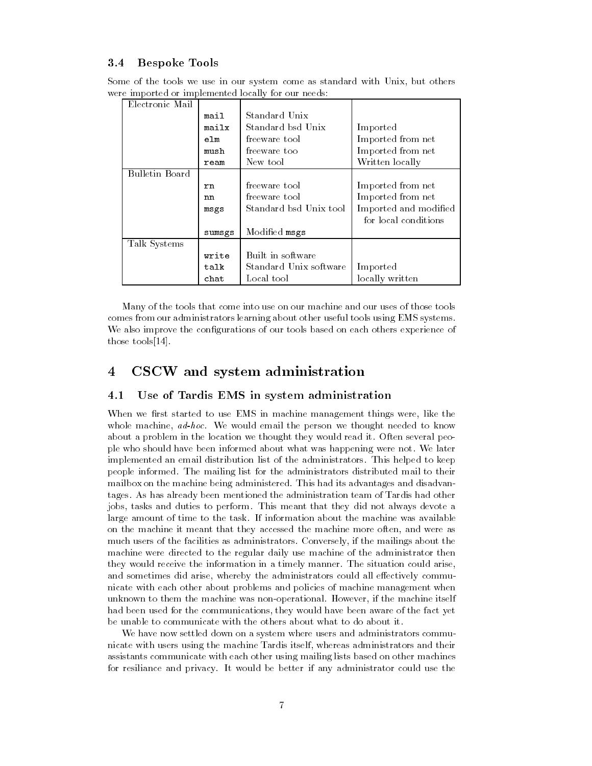### 3.4 Bespoke Tools

Some of the tools we use in our system come as standard with Unix, but others were imported or implemented locally for our needs:

| Electronic Mail | | | |
|---|---|---|---|
| | `mail` | Standard Unix | |
| | `mailx` | Standard bsd Unix | Imported |
| | `elm` | freeware tool | Imported from net |
| | `mush` | freeware too | Imported from net |
| | `ream` | New tool | Written locally |
| **Bulletin Board** | | | |
| | `rn` | freeware tool | Imported from net |
| | `nn` | freeware tool | Imported from net |
| | `msgs` | Standard bsd Unix tool | Imported and modified for local conditions |
| | `sumsgs` | Modified `msgs` | |
| **Talk Systems** | | | |
| | `write` | Built in software | |
| | `talk` | Standard Unix software | Imported |
| | `chat` | Local tool | locally written |

Many of the tools that come into use on our machine and our uses of those tools comes from our administrators learning about other useful tools using EMS systems. We also improve the configurations of our tools based on each others experience of those tools[14].

## 4 CSCW and system administration

### 4.1 Use of Tardis EMS in system administration

When we first started to use EMS in machine management things were, like the whole machine, *ad-hoc*. We would email the person we thought needed to know about a problem in the location we thought they would read it. Often several people who should have been informed about what was happening were not. We later implemented an email distribution list of the administrators. This helped to keep people informed. The mailing list for the administrators distributed mail to their mailbox on the machine being administered. This had its advantages and disadvantages. As has already been mentioned the administration team of Tardis had other jobs, tasks and duties to perform. This meant that they did not always devote a large amount of time to the task. If information about the machine was available on the machine it meant that they accessed the machine more often, and were as much users of the facilities as administrators. Conversely, if the mailings about the machine were directed to the regular daily use machine of the administrator then they would receive the information in a timely manner. The situation could arise, and sometimes did arise, whereby the administrators could all effectively communicate with each other about problems and policies of machine management when unknown to them the machine was non-operational. However, if the machine itself had been used for the communications, they would have been aware of the fact yet be unable to communicate with the others about what to do about it.

We have now settled down on a system where users and administrators communicate with users using the machine Tardis itself, whereas administrators and their assistants communicate with each other using mailing lists based on other machines for resiliance and privacy. It would be better if any administrator could use the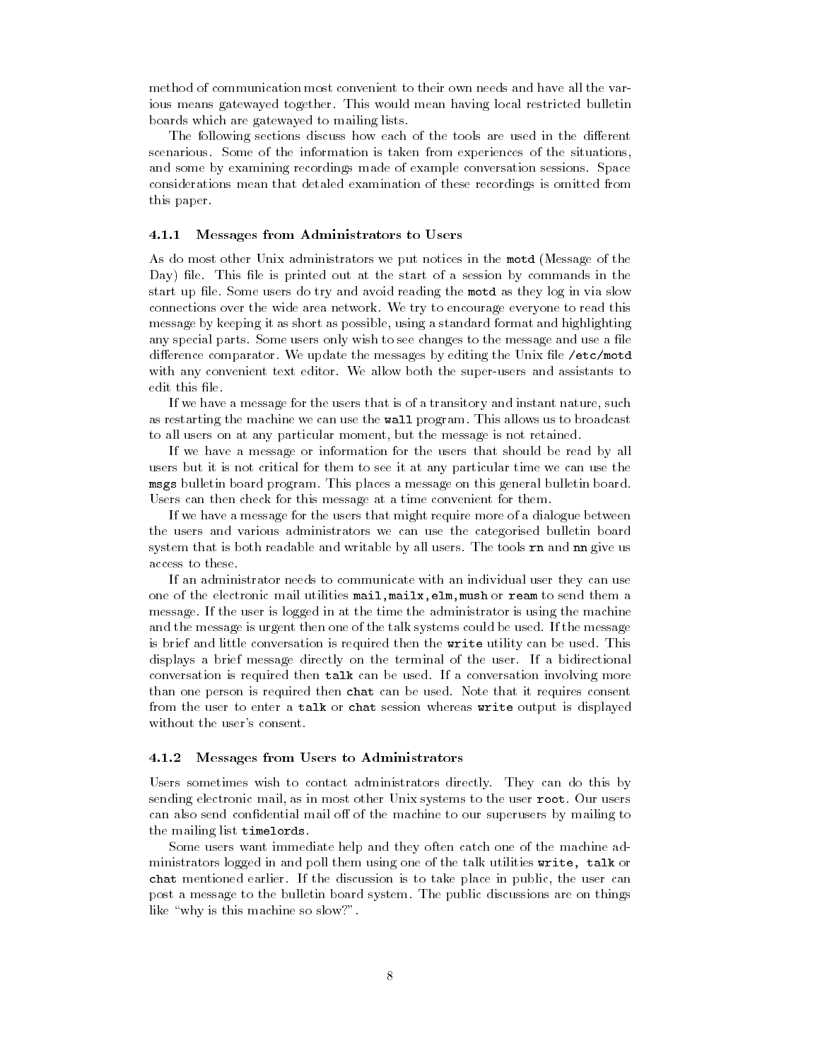method of communication most convenient to their own needs and have all the various means gatewayed together. This would mean having local restricted bulletin boards which are gatewayed to mailing lists.

The following sections discuss how each of the tools are used in the different scenarious. Some of the information is taken from experiences of the situations, and some by examining recordings made of example conversation sessions. Space considerations mean that detaled examination of these recordings is omitted from this paper.

### 4.1.1 Messages from Administrators to Users

As do most other Unix administrators we put notices in the `motd` (Message of the Day) file. This file is printed out at the start of a session by commands in the start up file. Some users do try and avoid reading the `motd` as they log in via slow connections over the wide area network. We try to encourage everyone to read this message by keeping it as short as possible, using a standard format and highlighting any special parts. Some users only wish to see changes to the message and use a file difference comparator. We update the messages by editing the Unix file `/etc/motd` with any convenient text editor. We allow both the super-users and assistants to edit this file.

If we have a message for the users that is of a transitory and instant nature, such as restarting the machine we can use the `wall` program. This allows us to broadcast to all users on at any particular moment, but the message is not retained.

If we have a message or information for the users that should be read by all users but it is not critical for them to see it at any particular time we can use the `msgs` bulletin board program. This places a message on this general bulletin board. Users can then check for this message at a time convenient for them.

If we have a message for the users that might require more of a dialogue between the users and various administrators we can use the categorised bulletin board system that is both readable and writable by all users. The tools `rn` and `nn` give us access to these.

If an administrator needs to communicate with an individual user they can use one of the electronic mail utilities `mail,mailx,elm,mush` or `ream` to send them a message. If the user is logged in at the time the administrator is using the machine and the message is urgent then one of the talk systems could be used. If the message is brief and little conversation is required then the `write` utility can be used. This displays a brief message directly on the terminal of the user. If a bidirectional conversation is required then `talk` can be used. If a conversation involving more than one person is required then `chat` can be used. Note that it requires consent from the user to enter a `talk` or `chat` session whereas `write` output is displayed without the user's consent.

### 4.1.2 Messages from Users to Administrators

Users sometimes wish to contact administrators directly. They can do this by sending electronic mail, as in most other Unix systems to the user `root`. Our users can also send confidential mail off of the machine to our superusers by mailing to the mailing list `timelords`.

Some users want immediate help and they often catch one of the machine administrators logged in and poll them using one of the talk utilities `write, talk` or `chat` mentioned earlier. If the discussion is to take place in public, the user can post a message to the bulletin board system. The public discussions are on things like "why is this machine so slow?".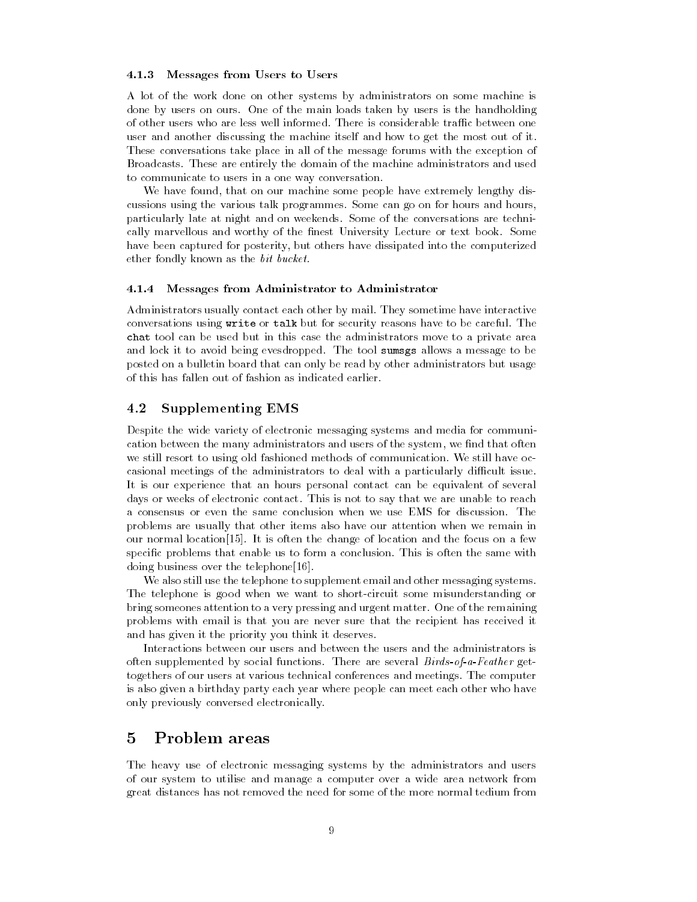#### 4.1.3 Messages from Users to Users

A lot of the work done on other systems by administrators on some machine is done by users on ours. One of the main loads taken by users is the handholding of other users who are less well informed. There is considerable traffic between one user and another discussing the machine itself and how to get the most out of it. These conversations take place in all of the message forums with the exception of Broadcasts. These are entirely the domain of the machine administrators and used to communicate to users in a one way conversation.

We have found, that on our machine some people have extremely lengthy discussions using the various talk programmes. Some can go on for hours and hours, particularly late at night and on weekends. Some of the conversations are technically marvellous and worthy of the finest University Lecture or text book. Some have been captured for posterity, but others have dissipated into the computerized ether fondly known as the *bit bucket*.

#### 4.1.4 Messages from Administrator to Administrator

Administrators usually contact each other by mail. They sometime have interactive conversations using `write` or `talk` but for security reasons have to be careful. The `chat` tool can be used but in this case the administrators move to a private area and lock it to avoid being evesdropped. The tool `sumsgs` allows a message to be posted on a bulletin board that can only be read by other administrators but usage of this has fallen out of fashion as indicated earlier.

### 4.2 Supplementing EMS

Despite the wide variety of electronic messaging systems and media for communication between the many administrators and users of the system, we find that often we still resort to using old fashioned methods of communication. We still have occasional meetings of the administrators to deal with a particularly difficult issue. It is our experience that an hours personal contact can be equivalent of several days or weeks of electronic contact. This is not to say that we are unable to reach a consensus or even the same conclusion when we use EMS for discussion. The problems are usually that other items also have our attention when we remain in our normal location[15]. It is often the change of location and the focus on a few specific problems that enable us to form a conclusion. This is often the same with doing business over the telephone[16].

We also still use the telephone to supplement email and other messaging systems. The telephone is good when we want to short-circuit some misunderstanding or bring someones attention to a very pressing and urgent matter. One of the remaining problems with email is that you are never sure that the recipient has received it and has given it the priority you think it deserves.

Interactions between our users and between the users and the administrators is often supplemented by social functions. There are several *Birds-of-a-Feather* get-togethers of our users at various technical conferences and meetings. The computer is also given a birthday party each year where people can meet each other who have only previously conversed electronically.

## 5 Problem areas

The heavy use of electronic messaging systems by the administrators and users of our system to utilise and manage a computer over a wide area network from great distances has not removed the need for some of the more normal tedium from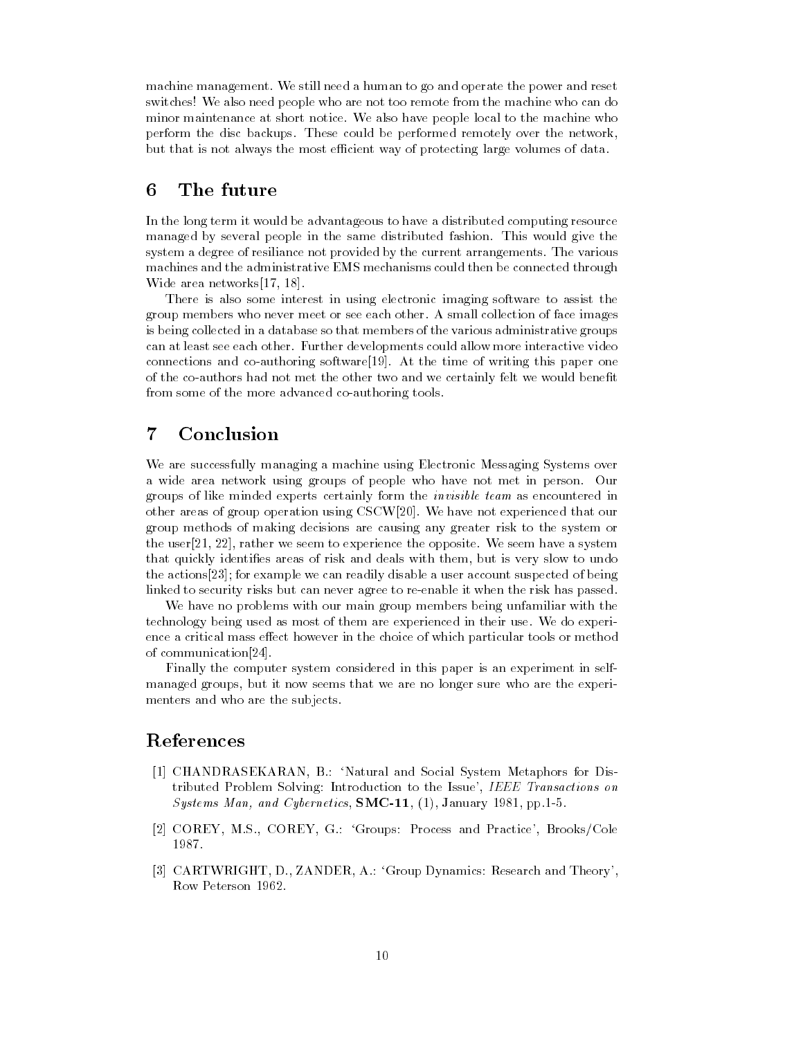machine management. We still need a human to go and operate the power and reset switches! We also need people who are not too remote from the machine who can do minor maintenance at short notice. We also have people local to the machine who perform the disc backups. These could be performed remotely over the network, but that is not always the most efficient way of protecting large volumes of data.

## 6 The future

In the long term it would be advantageous to have a distributed computing resource managed by several people in the same distributed fashion. This would give the system a degree of resiliance not provided by the current arrangements. The various machines and the administrative EMS mechanisms could then be connected through Wide area networks[17, 18].

There is also some interest in using electronic imaging software to assist the group members who never meet or see each other. A small collection of face images is being collected in a database so that members of the various administrative groups can at least see each other. Further developments could allow more interactive video connections and co-authoring software[19]. At the time of writing this paper one of the co-authors had not met the other two and we certainly felt we would benefit from some of the more advanced co-authoring tools.

## 7 Conclusion

We are successfully managing a machine using Electronic Messaging Systems over a wide area network using groups of people who have not met in person. Our groups of like minded experts certainly form the *invisible team* as encountered in other areas of group operation using CSCW[20]. We have not experienced that our group methods of making decisions are causing any greater risk to the system or the user[21, 22], rather we seem to experience the opposite. We seem have a system that quickly identifies areas of risk and deals with them, but is very slow to undo the actions[23]; for example we can readily disable a user account suspected of being linked to security risks but can never agree to re-enable it when the risk has passed.

We have no problems with our main group members being unfamiliar with the technology being used as most of them are experienced in their use. We do experience a critical mass effect however in the choice of which particular tools or method of communication[24].

Finally the computer system considered in this paper is an experiment in self-managed groups, but it now seems that we are no longer sure who are the experimenters and who are the subjects.

## References

[1] CHANDRASEKARAN, B.: 'Natural and Social System Metaphors for Distributed Problem Solving: Introduction to the Issue', *IEEE Transactions on Systems Man, and Cybernetics*, **SMC-11**, (1), January 1981, pp.1-5.

[2] COREY, M.S., COREY, G.: 'Groups: Process and Practice', Brooks/Cole 1987.

[3] CARTWRIGHT, D., ZANDER, A.: 'Group Dynamics: Research and Theory', Row Peterson 1962.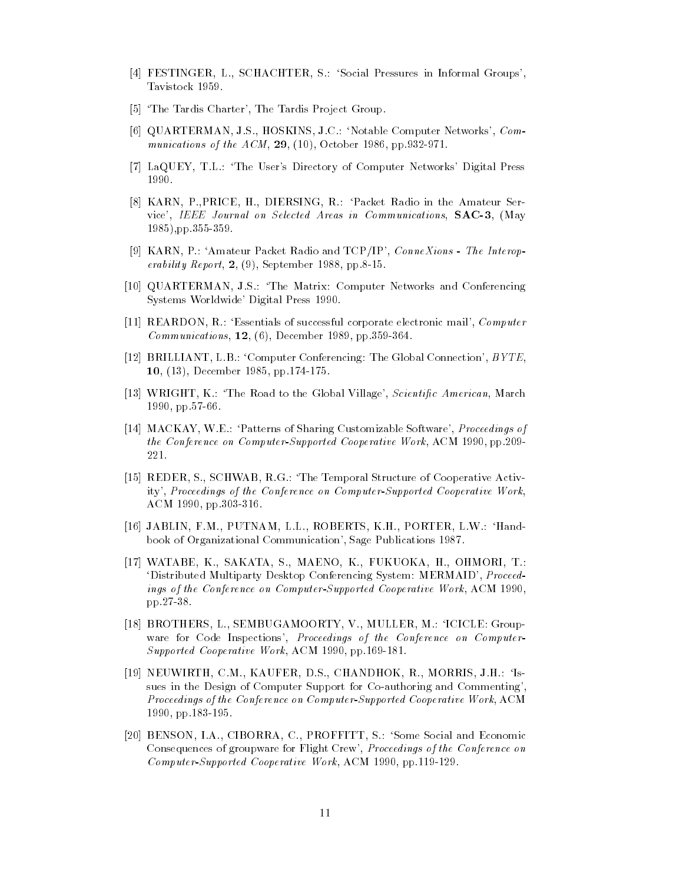[4] FESTINGER, L., SCHACHTER, S.: 'Social Pressures in Informal Groups', Tavistock 1959.

[5] 'The Tardis Charter', The Tardis Project Group.

[6] QUARTERMAN, J.S., HOSKINS, J.C.: 'Notable Computer Networks', *Communications of the ACM*, **29**, (10), October 1986, pp.932-971.

[7] LaQUEY, T.L.: 'The User's Directory of Computer Networks' Digital Press 1990.

[8] KARN, P.,PRICE, H., DIERSING, R.: 'Packet Radio in the Amateur Service', *IEEE Journal on Selected Areas in Communications*, **SAC-3**, (May 1985),pp.355-359.

[9] KARN, P.: 'Amateur Packet Radio and TCP/IP', *ConneXions - The Interoperability Report*, **2**, (9), September 1988, pp.8-15.

[10] QUARTERMAN, J.S.: 'The Matrix: Computer Networks and Conferencing Systems Worldwide' Digital Press 1990.

[11] REARDON, R.: 'Essentials of successful corporate electronic mail', *Computer Communications*, **12**, (6), December 1989, pp.359-364.

[12] BRILLIANT, L.B.: 'Computer Conferencing: The Global Connection', *BYTE*, **10**, (13), December 1985, pp.174-175.

[13] WRIGHT, K.: 'The Road to the Global Village', *Scientific American*, March 1990, pp.57-66.

[14] MACKAY, W.E.: 'Patterns of Sharing Customizable Software', *Proceedings of the Conference on Computer-Supported Cooperative Work*, ACM 1990, pp.209-221.

[15] REDER, S., SCHWAB, R.G.: 'The Temporal Structure of Cooperative Activity', *Proceedings of the Conference on Computer-Supported Cooperative Work*, ACM 1990, pp.303-316.

[16] JABLIN, F.M., PUTNAM, L.L., ROBERTS, K.H., PORTER, L.W.: 'Handbook of Organizational Communication', Sage Publications 1987.

[17] WATABE, K., SAKATA, S., MAENO, K., FUKUOKA, H., OHMORI, T.: 'Distributed Multiparty Desktop Conferencing System: MERMAID', *Proceedings of the Conference on Computer-Supported Cooperative Work*, ACM 1990, pp.27-38.

[18] BROTHERS, L., SEMBUGAMOORTY, V., MULLER, M.: 'ICICLE: Groupware for Code Inspections', *Proceedings of the Conference on Computer-Supported Cooperative Work*, ACM 1990, pp.169-181.

[19] NEUWIRTH, C.M., KAUFER, D.S., CHANDHOK, R., MORRIS, J.H.: 'Issues in the Design of Computer Support for Co-authoring and Commenting', *Proceedings of the Conference on Computer-Supported Cooperative Work*, ACM 1990, pp.183-195.

[20] BENSON, I.A., CIBORRA, C., PROFFITT, S.: 'Some Social and Economic Consequences of groupware for Flight Crew', *Proceedings of the Conference on Computer-Supported Cooperative Work*, ACM 1990, pp.119-129.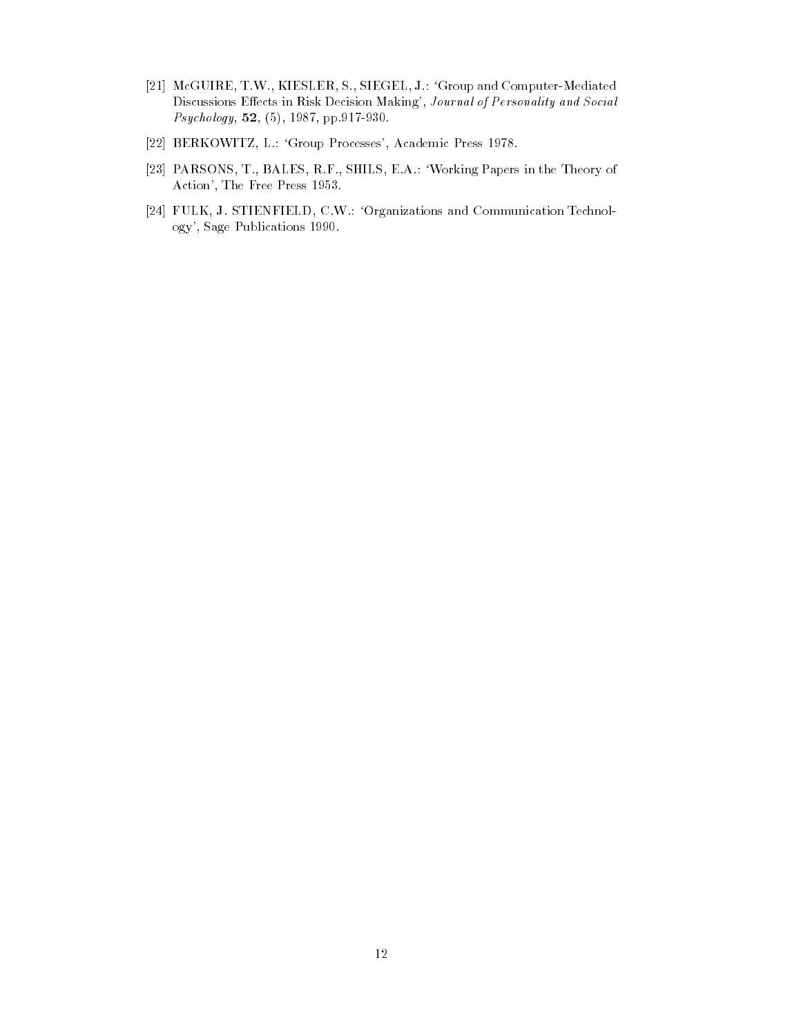[21] McGUIRE, T.W., KIESLER, S., SIEGEL, J.: 'Group and Computer-Mediated Discussions Effects in Risk Decision Making', *Journal of Personality and Social Psychology*, **52**, (5), 1987, pp.917-930.

[22] BERKOWITZ, L.: 'Group Processes', Academic Press 1978.

[23] PARSONS, T., BALES, R.F., SHILS, E.A.: 'Working Papers in the Theory of Action', The Free Press 1953.

[24] FULK, J. STIENFIELD, C.W.: 'Organizations and Communication Technology', Sage Publications 1990.